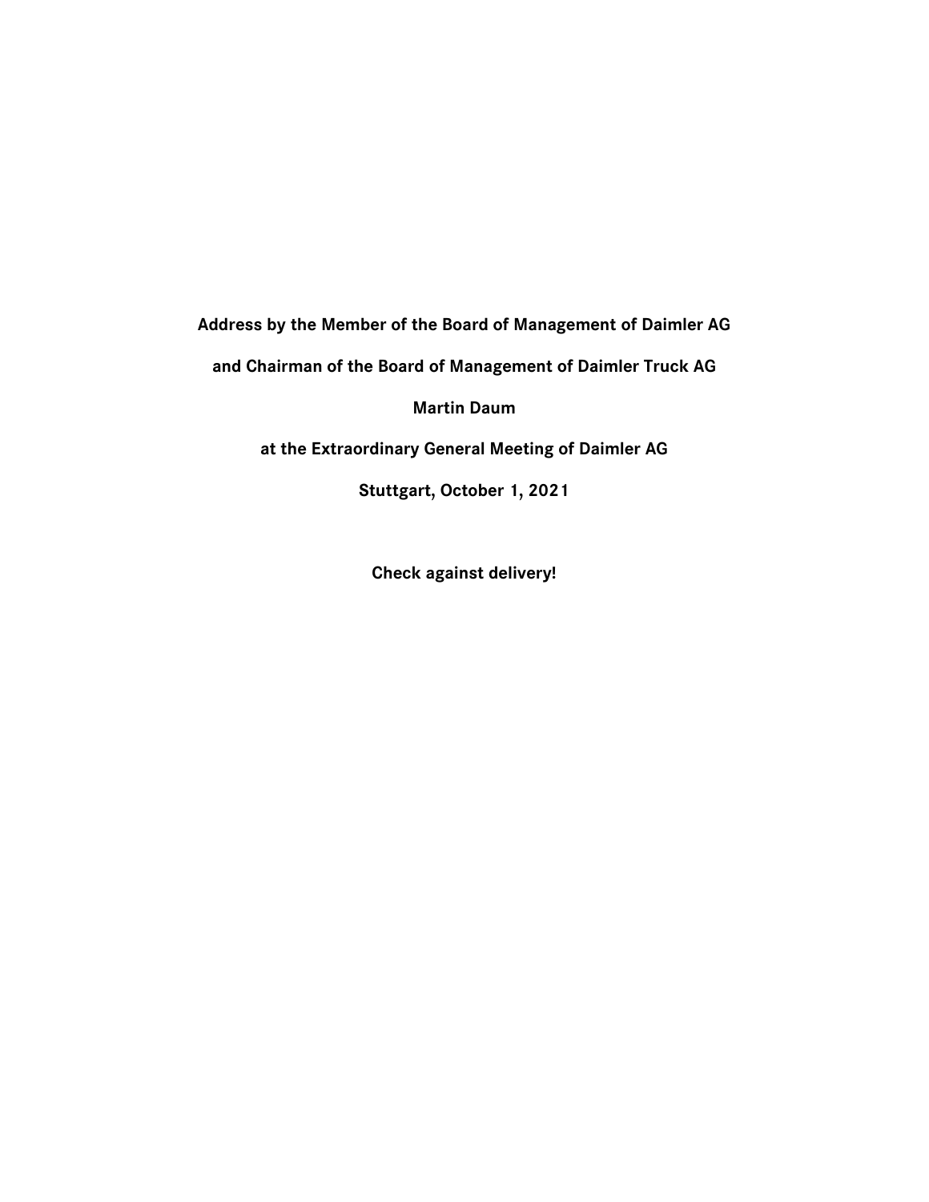**Address by the Member of the Board of Management of Daimler AG**

**and Chairman of the Board of Management of Daimler Truck AG**

**Martin Daum**

**at the Extraordinary General Meeting of Daimler AG**

**Stuttgart, October 1, 2021**

**Check against delivery!**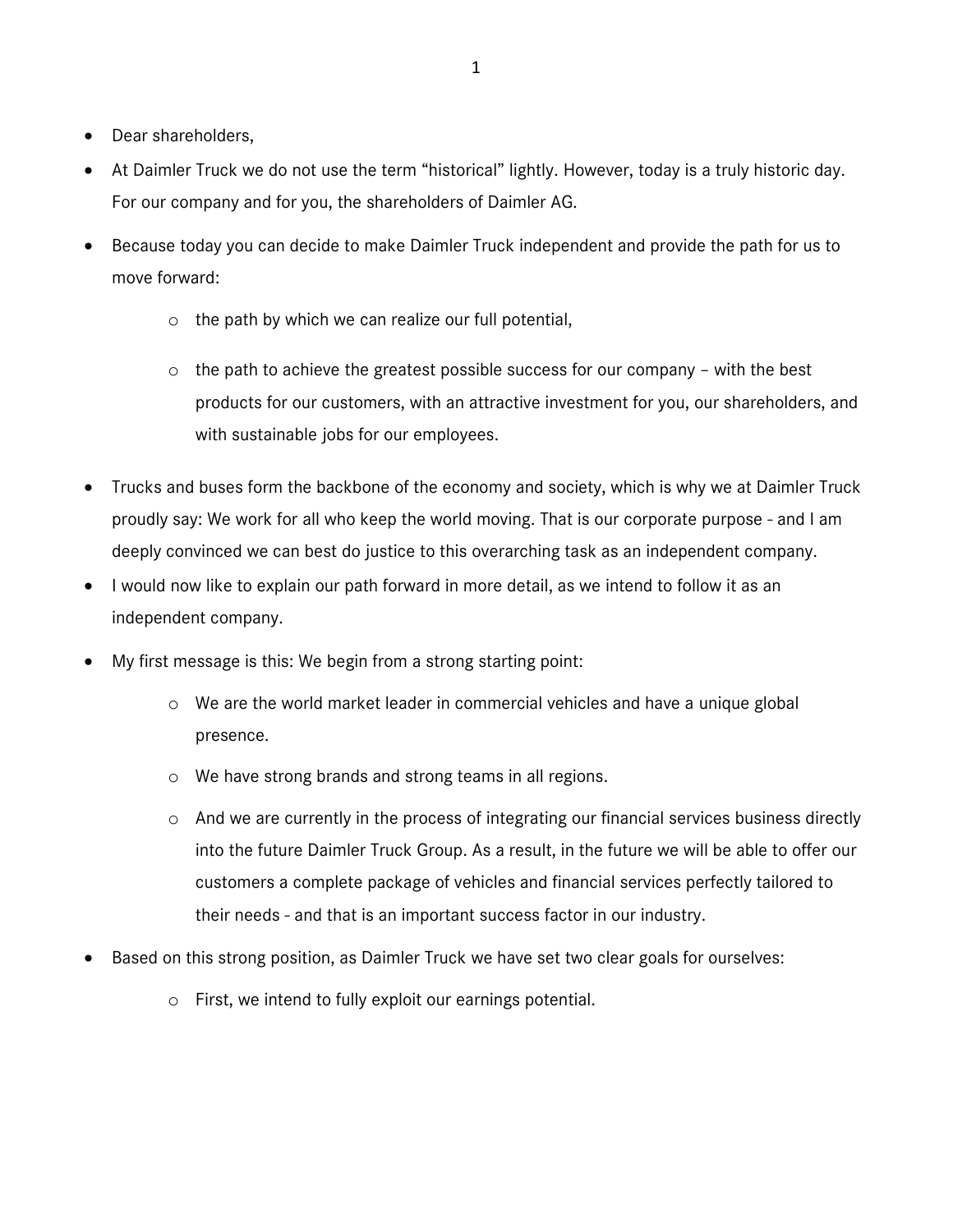- Dear shareholders,
- At Daimler Truck we do not use the term "historical" lightly. However, today is a truly historic day. For our company and for you, the shareholders of Daimler AG.
- Because today you can decide to make Daimler Truck independent and provide the path for us to move forward:
    - the path by which we can realize our full potential,
    - the path to achieve the greatest possible success for our company – with the best products for our customers, with an attractive investment for you, our shareholders, and with sustainable jobs for our employees.
- Trucks and buses form the backbone of the economy and society, which is why we at Daimler Truck proudly say: We work for all who keep the world moving. That is our corporate purpose - and I am deeply convinced we can best do justice to this overarching task as an independent company.
- I would now like to explain our path forward in more detail, as we intend to follow it as an independent company.
- My first message is this: We begin from a strong starting point:
    - We are the world market leader in commercial vehicles and have a unique global presence.
    - We have strong brands and strong teams in all regions.
    - And we are currently in the process of integrating our financial services business directly into the future Daimler Truck Group. As a result, in the future we will be able to offer our customers a complete package of vehicles and financial services perfectly tailored to their needs - and that is an important success factor in our industry.
- Based on this strong position, as Daimler Truck we have set two clear goals for ourselves:
    - First, we intend to fully exploit our earnings potential.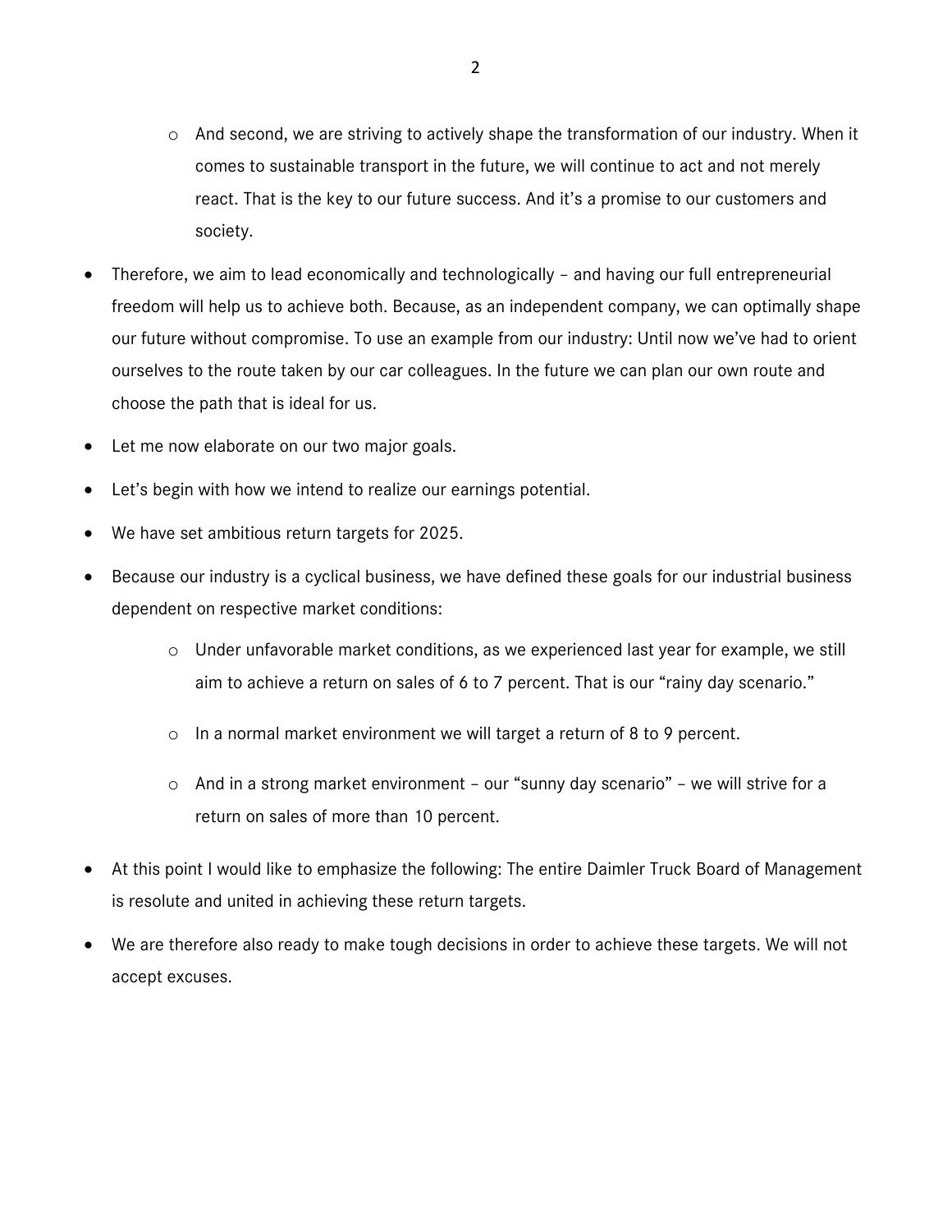- And second, we are striving to actively shape the transformation of our industry. When it comes to sustainable transport in the future, we will continue to act and not merely react. That is the key to our future success. And it's a promise to our customers and society.

- Therefore, we aim to lead economically and technologically – and having our full entrepreneurial freedom will help us to achieve both. Because, as an independent company, we can optimally shape our future without compromise. To use an example from our industry: Until now we've had to orient ourselves to the route taken by our car colleagues. In the future we can plan our own route and choose the path that is ideal for us.
- Let me now elaborate on our two major goals.
- Let's begin with how we intend to realize our earnings potential.
- We have set ambitious return targets for 2025.
- Because our industry is a cyclical business, we have defined these goals for our industrial business dependent on respective market conditions:
  - Under unfavorable market conditions, as we experienced last year for example, we still aim to achieve a return on sales of 6 to 7 percent. That is our "rainy day scenario."
  - In a normal market environment we will target a return of 8 to 9 percent.
  - And in a strong market environment – our "sunny day scenario" – we will strive for a return on sales of more than 10 percent.
- At this point I would like to emphasize the following: The entire Daimler Truck Board of Management is resolute and united in achieving these return targets.
- We are therefore also ready to make tough decisions in order to achieve these targets. We will not accept excuses.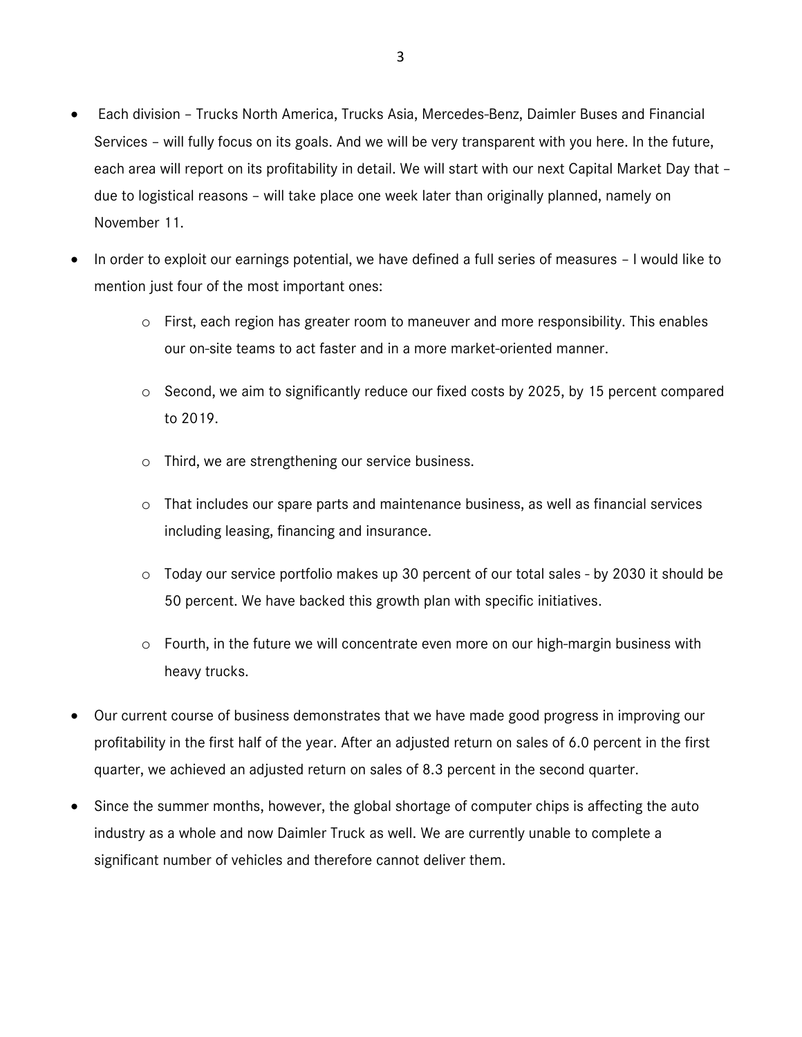- Each division – Trucks North America, Trucks Asia, Mercedes-Benz, Daimler Buses and Financial Services – will fully focus on its goals. And we will be very transparent with you here. In the future, each area will report on its profitability in detail. We will start with our next Capital Market Day that – due to logistical reasons – will take place one week later than originally planned, namely on November 11.
- In order to exploit our earnings potential, we have defined a full series of measures – I would like to mention just four of the most important ones:
  - First, each region has greater room to maneuver and more responsibility. This enables our on-site teams to act faster and in a more market-oriented manner.
  - Second, we aim to significantly reduce our fixed costs by 2025, by 15 percent compared to 2019.
  - Third, we are strengthening our service business.
  - That includes our spare parts and maintenance business, as well as financial services including leasing, financing and insurance.
  - Today our service portfolio makes up 30 percent of our total sales - by 2030 it should be 50 percent. We have backed this growth plan with specific initiatives.
  - Fourth, in the future we will concentrate even more on our high-margin business with heavy trucks.
- Our current course of business demonstrates that we have made good progress in improving our profitability in the first half of the year. After an adjusted return on sales of 6.0 percent in the first quarter, we achieved an adjusted return on sales of 8.3 percent in the second quarter.
- Since the summer months, however, the global shortage of computer chips is affecting the auto industry as a whole and now Daimler Truck as well. We are currently unable to complete a significant number of vehicles and therefore cannot deliver them.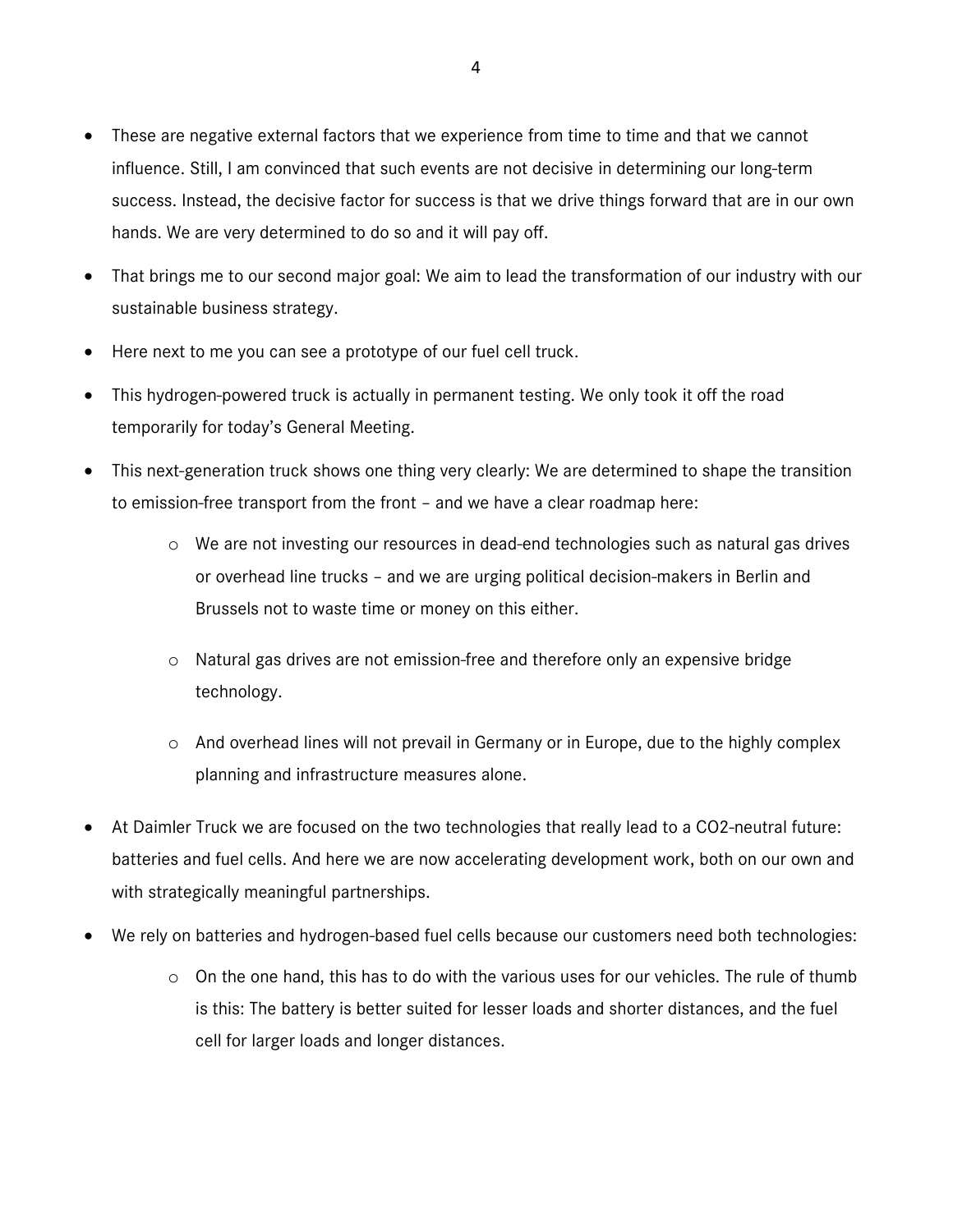- These are negative external factors that we experience from time to time and that we cannot influence. Still, I am convinced that such events are not decisive in determining our long-term success. Instead, the decisive factor for success is that we drive things forward that are in our own hands. We are very determined to do so and it will pay off.
- That brings me to our second major goal: We aim to lead the transformation of our industry with our sustainable business strategy.
- Here next to me you can see a prototype of our fuel cell truck.
- This hydrogen-powered truck is actually in permanent testing. We only took it off the road temporarily for today's General Meeting.
- This next-generation truck shows one thing very clearly: We are determined to shape the transition to emission-free transport from the front – and we have a clear roadmap here:
    - We are not investing our resources in dead-end technologies such as natural gas drives or overhead line trucks – and we are urging political decision-makers in Berlin and Brussels not to waste time or money on this either.
    - Natural gas drives are not emission-free and therefore only an expensive bridge technology.
    - And overhead lines will not prevail in Germany or in Europe, due to the highly complex planning and infrastructure measures alone.
- At Daimler Truck we are focused on the two technologies that really lead to a $CO_2$-neutral future: batteries and fuel cells. And here we are now accelerating development work, both on our own and with strategically meaningful partnerships.
- We rely on batteries and hydrogen-based fuel cells because our customers need both technologies:
    - On the one hand, this has to do with the various uses for our vehicles. The rule of thumb is this: The battery is better suited for lesser loads and shorter distances, and the fuel cell for larger loads and longer distances.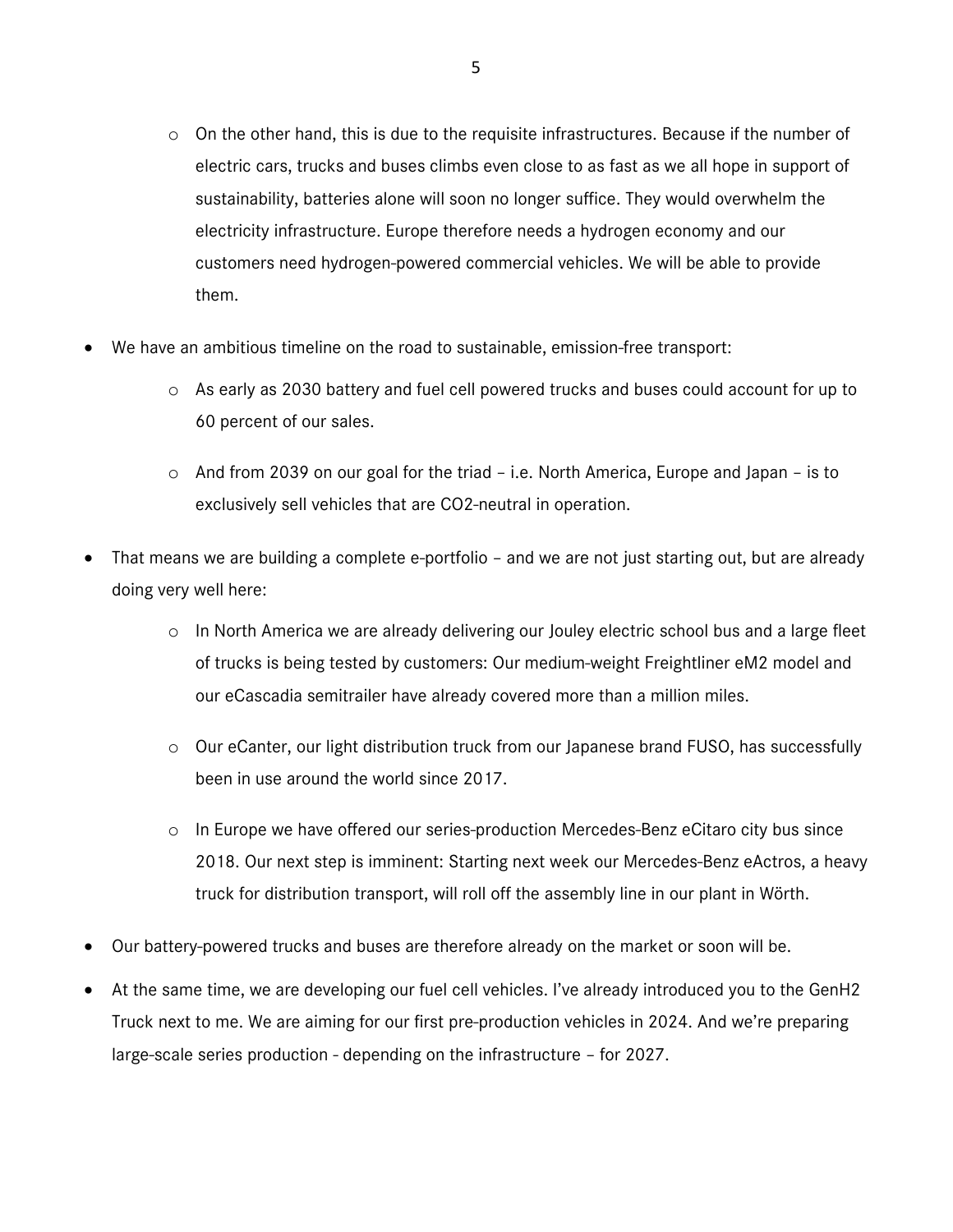- On the other hand, this is due to the requisite infrastructures. Because if the number of electric cars, trucks and buses climbs even close to as fast as we all hope in support of sustainability, batteries alone will soon no longer suffice. They would overwhelm the electricity infrastructure. Europe therefore needs a hydrogen economy and our customers need hydrogen-powered commercial vehicles. We will be able to provide them.

- We have an ambitious timeline on the road to sustainable, emission-free transport:
  - As early as 2030 battery and fuel cell powered trucks and buses could account for up to 60 percent of our sales.
  - And from 2039 on our goal for the triad – i.e. North America, Europe and Japan – is to exclusively sell vehicles that are CO2-neutral in operation.

- That means we are building a complete e-portfolio – and we are not just starting out, but are already doing very well here:
  - In North America we are already delivering our Jouley electric school bus and a large fleet of trucks is being tested by customers: Our medium-weight Freightliner eM2 model and our eCascadia semitrailer have already covered more than a million miles.
  - Our eCanter, our light distribution truck from our Japanese brand FUSO, has successfully been in use around the world since 2017.
  - In Europe we have offered our series-production Mercedes-Benz eCitaro city bus since 2018. Our next step is imminent: Starting next week our Mercedes-Benz eActros, a heavy truck for distribution transport, will roll off the assembly line in our plant in Wörth.

- Our battery-powered trucks and buses are therefore already on the market or soon will be.

- At the same time, we are developing our fuel cell vehicles. I've already introduced you to the GenH2 Truck next to me. We are aiming for our first pre-production vehicles in 2024. And we're preparing large-scale series production - depending on the infrastructure – for 2027.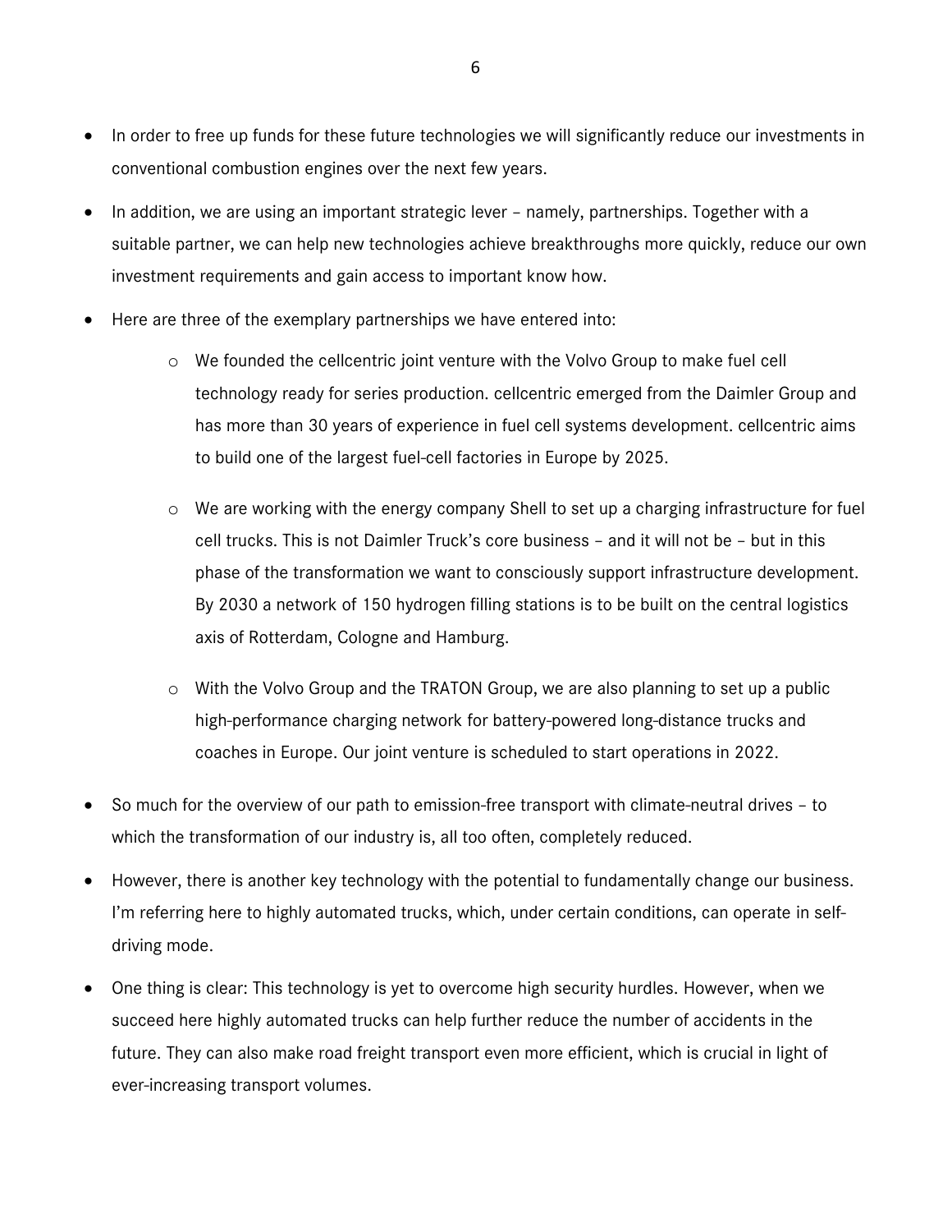- In order to free up funds for these future technologies we will significantly reduce our investments in conventional combustion engines over the next few years.
- In addition, we are using an important strategic lever – namely, partnerships. Together with a suitable partner, we can help new technologies achieve breakthroughs more quickly, reduce our own investment requirements and gain access to important know how.
- Here are three of the exemplary partnerships we have entered into:
    - We founded the cellcentric joint venture with the Volvo Group to make fuel cell technology ready for series production. cellcentric emerged from the Daimler Group and has more than 30 years of experience in fuel cell systems development. cellcentric aims to build one of the largest fuel-cell factories in Europe by 2025.
    - We are working with the energy company Shell to set up a charging infrastructure for fuel cell trucks. This is not Daimler Truck's core business – and it will not be – but in this phase of the transformation we want to consciously support infrastructure development. By 2030 a network of 150 hydrogen filling stations is to be built on the central logistics axis of Rotterdam, Cologne and Hamburg.
    - With the Volvo Group and the TRATON Group, we are also planning to set up a public high-performance charging network for battery-powered long-distance trucks and coaches in Europe. Our joint venture is scheduled to start operations in 2022.
- So much for the overview of our path to emission-free transport with climate-neutral drives – to which the transformation of our industry is, all too often, completely reduced.
- However, there is another key technology with the potential to fundamentally change our business. I'm referring here to highly automated trucks, which, under certain conditions, can operate in self-driving mode.
- One thing is clear: This technology is yet to overcome high security hurdles. However, when we succeed here highly automated trucks can help further reduce the number of accidents in the future. They can also make road freight transport even more efficient, which is crucial in light of ever-increasing transport volumes.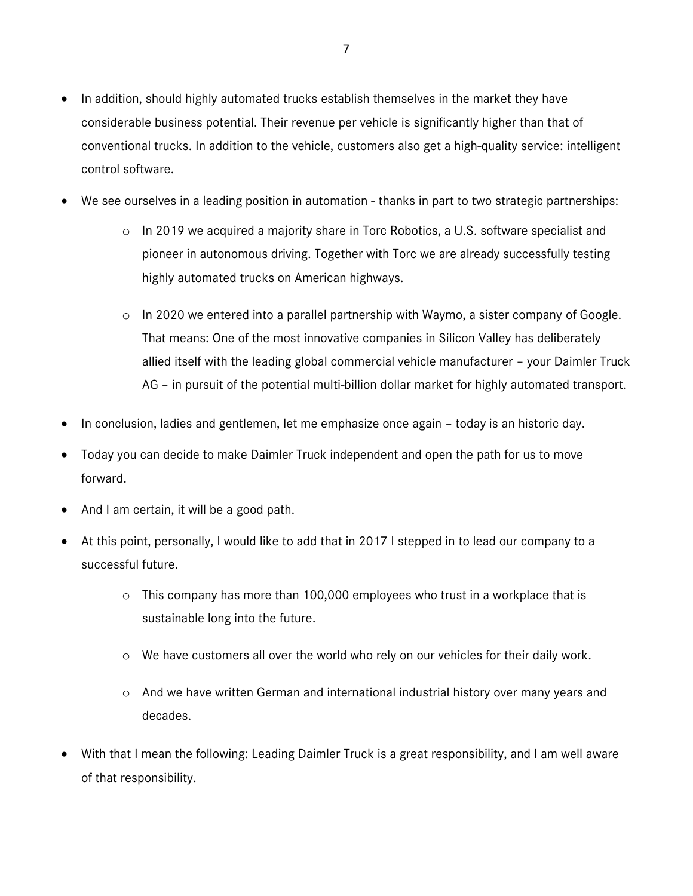- In addition, should highly automated trucks establish themselves in the market they have considerable business potential. Their revenue per vehicle is significantly higher than that of conventional trucks. In addition to the vehicle, customers also get a high-quality service: intelligent control software.
- We see ourselves in a leading position in automation - thanks in part to two strategic partnerships:
  - In 2019 we acquired a majority share in Torc Robotics, a U.S. software specialist and pioneer in autonomous driving. Together with Torc we are already successfully testing highly automated trucks on American highways.
  - In 2020 we entered into a parallel partnership with Waymo, a sister company of Google. That means: One of the most innovative companies in Silicon Valley has deliberately allied itself with the leading global commercial vehicle manufacturer – your Daimler Truck AG – in pursuit of the potential multi-billion dollar market for highly automated transport.
- In conclusion, ladies and gentlemen, let me emphasize once again – today is an historic day.
- Today you can decide to make Daimler Truck independent and open the path for us to move forward.
- And I am certain, it will be a good path.
- At this point, personally, I would like to add that in 2017 I stepped in to lead our company to a successful future.
  - This company has more than 100,000 employees who trust in a workplace that is sustainable long into the future.
  - We have customers all over the world who rely on our vehicles for their daily work.
  - And we have written German and international industrial history over many years and decades.
- With that I mean the following: Leading Daimler Truck is a great responsibility, and I am well aware of that responsibility.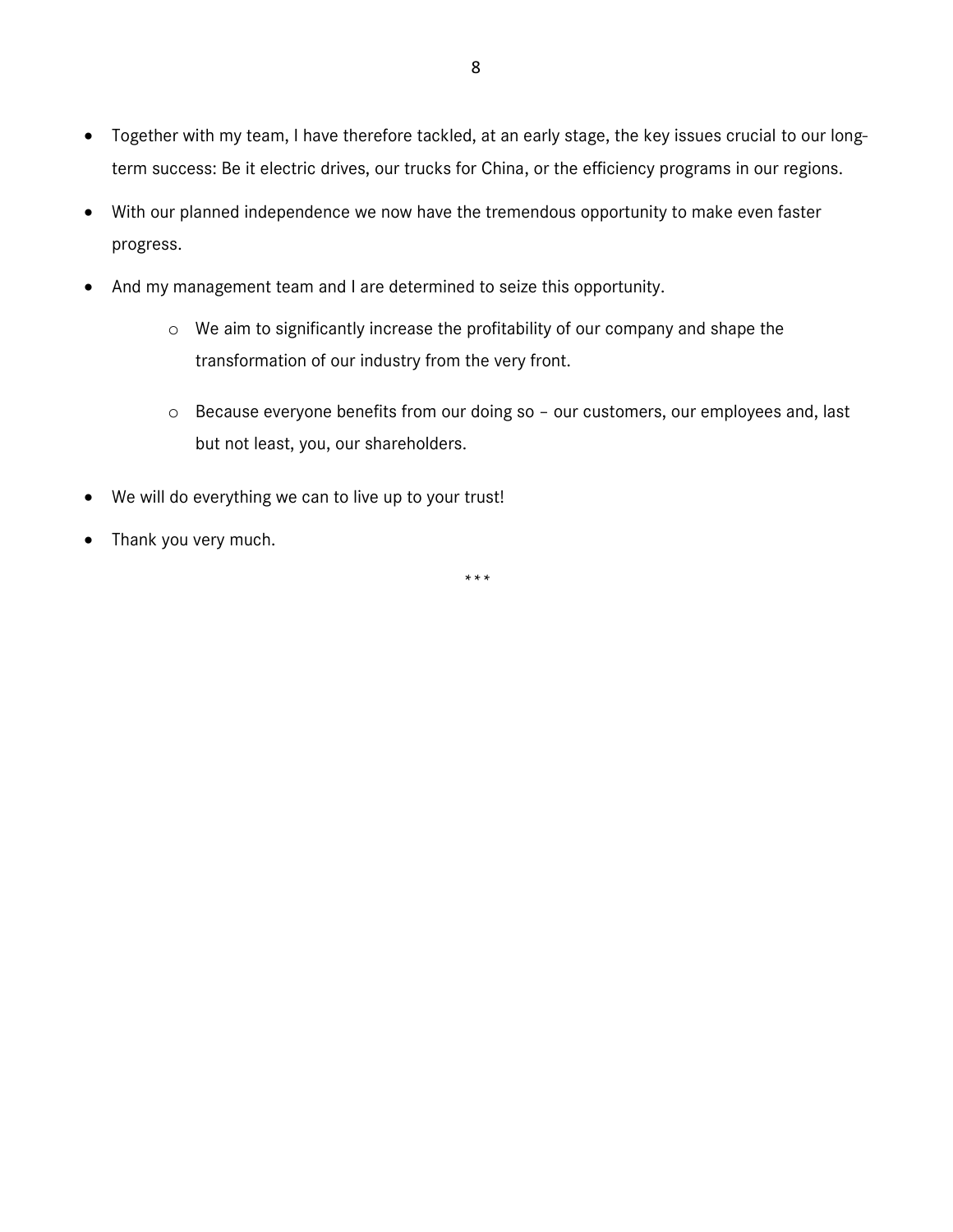- Together with my team, I have therefore tackled, at an early stage, the key issues crucial to our long-term success: Be it electric drives, our trucks for China, or the efficiency programs in our regions.
- With our planned independence we now have the tremendous opportunity to make even faster progress.
- And my management team and I are determined to seize this opportunity.
    - We aim to significantly increase the profitability of our company and shape the transformation of our industry from the very front.
    - Because everyone benefits from our doing so – our customers, our employees and, last but not least, you, our shareholders.
- We will do everything we can to live up to your trust!
- Thank you very much.

\* \* \*